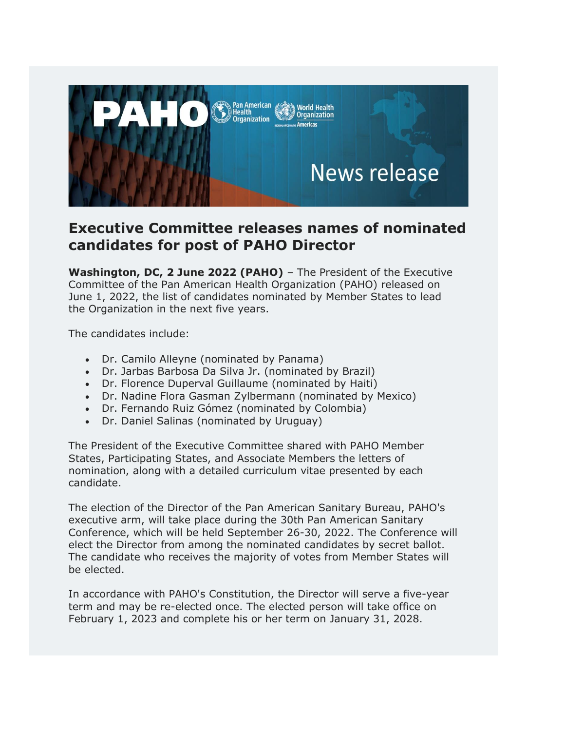# Executive Committee releases names of nominated candidates for post of PAHO Director

**Washington, DC, 2 June 2022 (PAHO)** – The President of the Executive Committee of the Pan American Health Organization (PAHO) released on June 1, 2022, the list of candidates nominated by Member States to lead the Organization in the next five years.

The candidates include:

- Dr. Camilo Alleyne (nominated by Panama)
- Dr. Jarbas Barbosa Da Silva Jr. (nominated by Brazil)
- Dr. Florence Duperval Guillaume (nominated by Haiti)
- Dr. Nadine Flora Gasman Zylbermann (nominated by Mexico)
- Dr. Fernando Ruiz Gómez (nominated by Colombia)
- Dr. Daniel Salinas (nominated by Uruguay)

The President of the Executive Committee shared with PAHO Member States, Participating States, and Associate Members the letters of nomination, along with a detailed curriculum vitae presented by each candidate.

The election of the Director of the Pan American Sanitary Bureau, PAHO's executive arm, will take place during the 30th Pan American Sanitary Conference, which will be held September 26-30, 2022. The Conference will elect the Director from among the nominated candidates by secret ballot. The candidate who receives the majority of votes from Member States will be elected.

In accordance with PAHO's Constitution, the Director will serve a five-year term and may be re-elected once. The elected person will take office on February 1, 2023 and complete his or her term on January 31, 2028.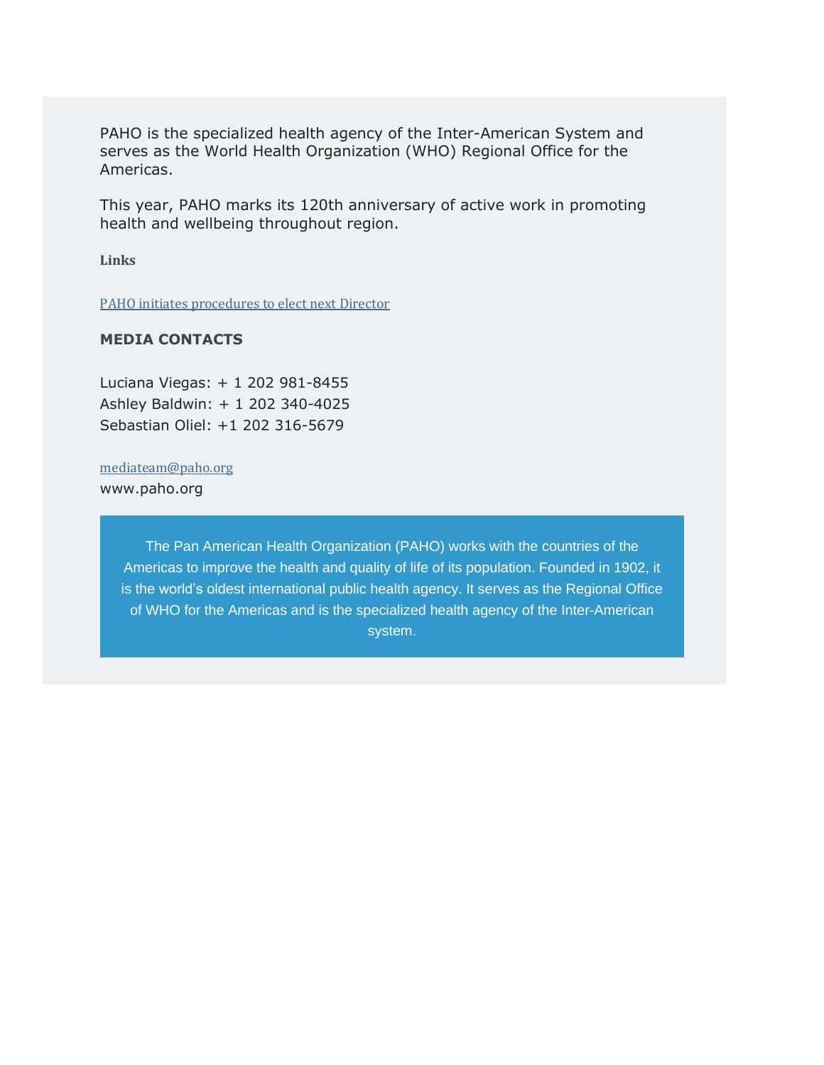PAHO is the specialized health agency of the Inter-American System and serves as the World Health Organization (WHO) Regional Office for the Americas.

This year, PAHO marks its 120th anniversary of active work in promoting health and wellbeing throughout region.

**Links**

PAHO initiates procedures to elect next Director

**MEDIA CONTACTS**

Luciana Viegas: + 1 202 981-8455
Ashley Baldwin: + 1 202 340-4025
Sebastian Oliel: +1 202 316-5679

mediateam@paho.org
www.paho.org

The Pan American Health Organization (PAHO) works with the countries of the Americas to improve the health and quality of life of its population. Founded in 1902, it is the world's oldest international public health agency. It serves as the Regional Office of WHO for the Americas and is the specialized health agency of the Inter-American system.